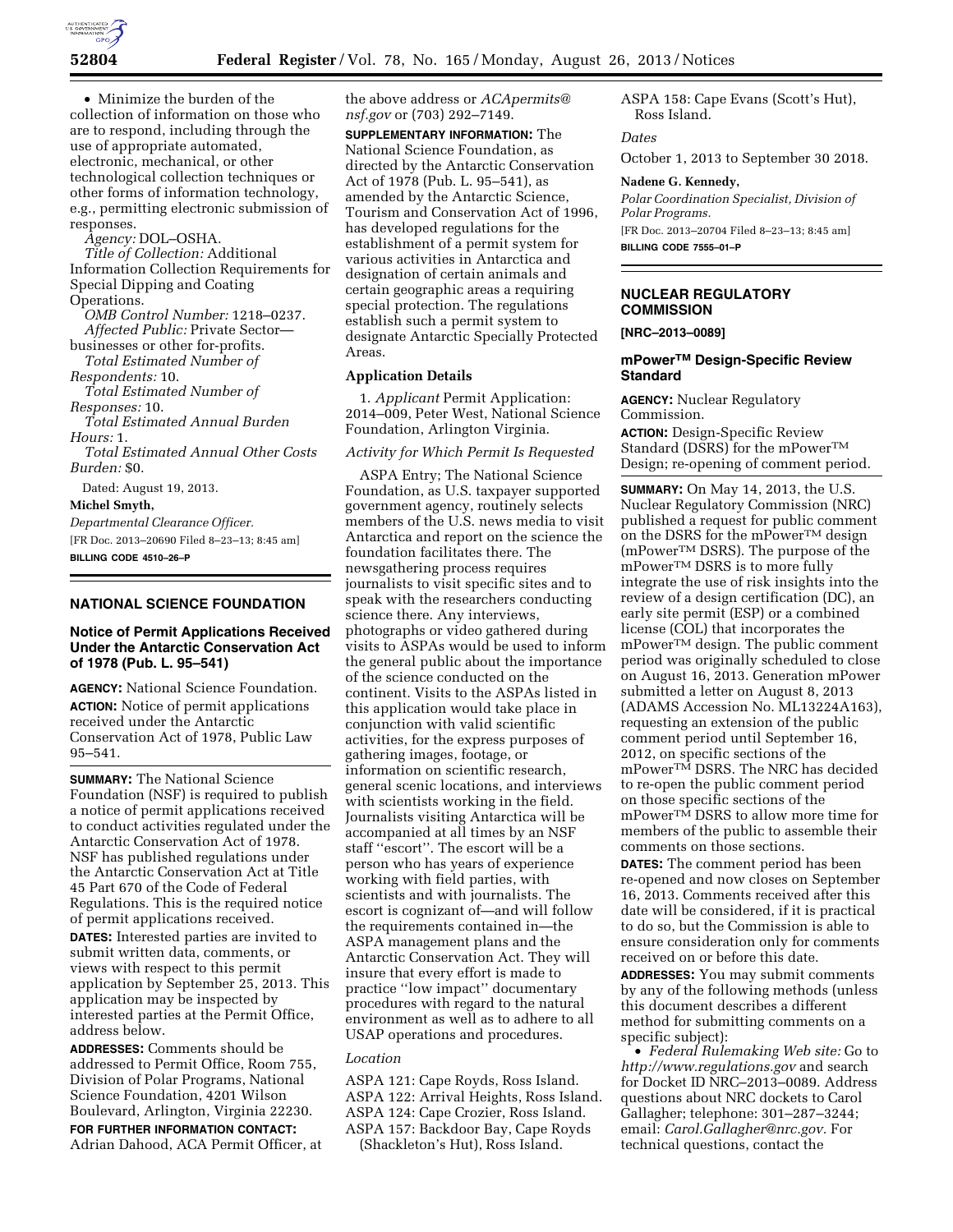- Minimize the burden of the collection of information on those who are to respond, including through the use of appropriate automated, electronic, mechanical, or other technological collection techniques or other forms of information technology, e.g., permitting electronic submission of responses.

*Agency:* DOL–OSHA.

*Title of Collection:* Additional Information Collection Requirements for Special Dipping and Coating Operations.

*OMB Control Number:* 1218–0237.

*Affected Public:* Private Sector—businesses or other for-profits.

*Total Estimated Number of Respondents:* 10.

*Total Estimated Number of Responses:* 10.

*Total Estimated Annual Burden Hours:* 1.

*Total Estimated Annual Other Costs Burden:* $0.

Dated: August 19, 2013.

**Michel Smyth,**

*Departmental Clearance Officer.*

[FR Doc. 2013–20690 Filed 8–23–13; 8:45 am]

**BILLING CODE 4510–26–P**

## NATIONAL SCIENCE FOUNDATION

### Notice of Permit Applications Received Under the Antarctic Conservation Act of 1978 (Pub. L. 95–541)

**AGENCY:** National Science Foundation.

**ACTION:** Notice of permit applications received under the Antarctic Conservation Act of 1978, Public Law 95–541.

**SUMMARY:** The National Science Foundation (NSF) is required to publish a notice of permit applications received to conduct activities regulated under the Antarctic Conservation Act of 1978. NSF has published regulations under the Antarctic Conservation Act at Title 45 Part 670 of the Code of Federal Regulations. This is the required notice of permit applications received.

**DATES:** Interested parties are invited to submit written data, comments, or views with respect to this permit application by September 25, 2013. This application may be inspected by interested parties at the Permit Office, address below.

**ADDRESSES:** Comments should be addressed to Permit Office, Room 755, Division of Polar Programs, National Science Foundation, 4201 Wilson Boulevard, Arlington, Virginia 22230.

**FOR FURTHER INFORMATION CONTACT:** Adrian Dahood, ACA Permit Officer, at the above address or *ACApermits@nsf.gov* or (703) 292–7149.

**SUPPLEMENTARY INFORMATION:** The National Science Foundation, as directed by the Antarctic Conservation Act of 1978 (Pub. L. 95–541), as amended by the Antarctic Science, Tourism and Conservation Act of 1996, has developed regulations for the establishment of a permit system for various activities in Antarctica and designation of certain animals and certain geographic areas a requiring special protection. The regulations establish such a permit system to designate Antarctic Specially Protected Areas.

#### Application Details

1. *Applicant* Permit Application: 2014–009, Peter West, National Science Foundation, Arlington Virginia.

*Activity for Which Permit Is Requested*

ASPA Entry; The National Science Foundation, as U.S. taxpayer supported government agency, routinely selects members of the U.S. news media to visit Antarctica and report on the science the foundation facilitates there. The newsgathering process requires journalists to visit specific sites and to speak with the researchers conducting science there. Any interviews, photographs or video gathered during visits to ASPAs would be used to inform the general public about the importance of the science conducted on the continent. Visits to the ASPAs listed in this application would take place in conjunction with valid scientific activities, for the express purposes of gathering images, footage, or information on scientific research, general scenic locations, and interviews with scientists working in the field. Journalists visiting Antarctica will be accompanied at all times by an NSF staff ''escort''. The escort will be a person who has years of experience working with field parties, with scientists and with journalists. The escort is cognizant of—and will follow the requirements contained in—the ASPA management plans and the Antarctic Conservation Act. They will insure that every effort is made to practice ''low impact'' documentary procedures with regard to the natural environment as well as to adhere to all USAP operations and procedures.

*Location*

ASPA 121: Cape Royds, Ross Island.
ASPA 122: Arrival Heights, Ross Island.
ASPA 124: Cape Crozier, Ross Island.
ASPA 157: Backdoor Bay, Cape Royds (Shackleton's Hut), Ross Island.
ASPA 158: Cape Evans (Scott's Hut), Ross Island.

*Dates*

October 1, 2013 to September 30 2018.

**Nadene G. Kennedy,**

*Polar Coordination Specialist, Division of Polar Programs.*

[FR Doc. 2013–20704 Filed 8–23–13; 8:45 am]

**BILLING CODE 7555–01–P**

## NUCLEAR REGULATORY COMMISSION

**[NRC–2013–0089]**

### mPower™ Design-Specific Review Standard

**AGENCY:** Nuclear Regulatory Commission.

**ACTION:** Design-Specific Review Standard (DSRS) for the mPower™ Design; re-opening of comment period.

**SUMMARY:** On May 14, 2013, the U.S. Nuclear Regulatory Commission (NRC) published a request for public comment on the DSRS for the mPower™ design (mPower™ DSRS). The purpose of the mPower™ DSRS is to more fully integrate the use of risk insights into the review of a design certification (DC), an early site permit (ESP) or a combined license (COL) that incorporates the mPower™ design. The public comment period was originally scheduled to close on August 16, 2013. Generation mPower submitted a letter on August 8, 2013 (ADAMS Accession No. ML13224A163), requesting an extension of the public comment period until September 16, 2012, on specific sections of the mPower™ DSRS. The NRC has decided to re-open the public comment period on those specific sections of the mPower™ DSRS to allow more time for members of the public to assemble their comments on those sections.

**DATES:** The comment period has been re-opened and now closes on September 16, 2013. Comments received after this date will be considered, if it is practical to do so, but the Commission is able to ensure consideration only for comments received on or before this date.

**ADDRESSES:** You may submit comments by any of the following methods (unless this document describes a different method for submitting comments on a specific subject):

- *Federal Rulemaking Web site:* Go to *http://www.regulations.gov* and search for Docket ID NRC–2013–0089. Address questions about NRC dockets to Carol Gallagher; telephone: 301–287–3244; email: *Carol.Gallagher@nrc.gov.* For technical questions, contact the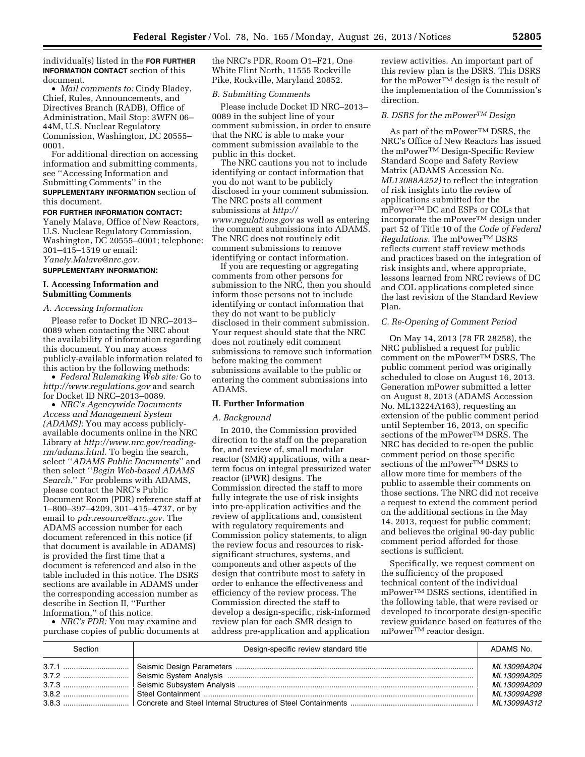individual(s) listed in the **FOR FURTHER INFORMATION CONTACT** section of this document.

- *Mail comments to:* Cindy Bladey, Chief, Rules, Announcements, and Directives Branch (RADB), Office of Administration, Mail Stop: 3WFN 06–44M, U.S. Nuclear Regulatory Commission, Washington, DC 20555–0001.

For additional direction on accessing information and submitting comments, see ''Accessing Information and Submitting Comments'' in the **SUPPLEMENTARY INFORMATION** section of this document.

**FOR FURTHER INFORMATION CONTACT:** Yanely Malave, Office of New Reactors, U.S. Nuclear Regulatory Commission, Washington, DC 20555–0001; telephone: 301–415–1519 or email: *Yanely.Malave@nrc.gov.*

**SUPPLEMENTARY INFORMATION:**

## I. Accessing Information and Submitting Comments

### A. Accessing Information

Please refer to Docket ID NRC–2013–0089 when contacting the NRC about the availability of information regarding this document. You may access publicly-available information related to this action by the following methods:

- *Federal Rulemaking Web site:* Go to *http://www.regulations.gov* and search for Docket ID NRC–2013–0089.
- *NRC's Agencywide Documents Access and Management System (ADAMS):* You may access publicly-available documents online in the NRC Library at *http://www.nrc.gov/reading-rm/adams.html.* To begin the search, select ''*ADAMS Public Documents*'' and then select ''*Begin Web-based ADAMS Search.*'' For problems with ADAMS, please contact the NRC's Public Document Room (PDR) reference staff at 1–800–397–4209, 301–415–4737, or by email to *pdr.resource@nrc.gov.* The ADAMS accession number for each document referenced in this notice (if that document is available in ADAMS) is provided the first time that a document is referenced and also in the table included in this notice. The DSRS sections are available in ADAMS under the corresponding accession number as describe in Section II, ''Further Information,'' of this notice.
- *NRC's PDR:* You may examine and purchase copies of public documents at the NRC's PDR, Room O1–F21, One White Flint North, 11555 Rockville Pike, Rockville, Maryland 20852.

### B. Submitting Comments

Please include Docket ID NRC–2013–0089 in the subject line of your comment submission, in order to ensure that the NRC is able to make your comment submission available to the public in this docket.

The NRC cautions you not to include identifying or contact information that you do not want to be publicly disclosed in your comment submission. The NRC posts all comment submissions at *http://www.regulations.gov* as well as entering the comment submissions into ADAMS. The NRC does not routinely edit comment submissions to remove identifying or contact information.

If you are requesting or aggregating comments from other persons for submission to the NRC, then you should inform those persons not to include identifying or contact information that they do not want to be publicly disclosed in their comment submission. Your request should state that the NRC does not routinely edit comment submissions to remove such information before making the comment submissions available to the public or entering the comment submissions into ADAMS.

## II. Further Information

### A. Background

In 2010, the Commission provided direction to the staff on the preparation for, and review of, small modular reactor (SMR) applications, with a near-term focus on integral pressurized water reactor (iPWR) designs. The Commission directed the staff to more fully integrate the use of risk insights into pre-application activities and the review of applications and, consistent with regulatory requirements and Commission policy statements, to align the review focus and resources to risk-significant structures, systems, and components and other aspects of the design that contribute most to safety in order to enhance the effectiveness and efficiency of the review process. The Commission directed the staff to develop a design-specific, risk-informed review plan for each SMR design to address pre-application and application review activities. An important part of this review plan is the DSRS. This DSRS for the mPower™ design is the result of the implementation of the Commission's direction.

### B. DSRS for the mPower™ Design

As part of the mPower™ DSRS, the NRC's Office of New Reactors has issued the mPower™ Design-Specific Review Standard Scope and Safety Review Matrix (ADAMS Accession No. *ML13088A252)* to reflect the integration of risk insights into the review of applications submitted for the mPower™ DC and ESPs or COLs that incorporate the mPower™ design under part 52 of Title 10 of the *Code of Federal Regulations.* The mPower™ DSRS reflects current staff review methods and practices based on the integration of risk insights and, where appropriate, lessons learned from NRC reviews of DC and COL applications completed since the last revision of the Standard Review Plan.

### C. Re-Opening of Comment Period

On May 14, 2013 (78 FR 28258), the NRC published a request for public comment on the mPower™ DSRS. The public comment period was originally scheduled to close on August 16, 2013. Generation mPower submitted a letter on August 8, 2013 (ADAMS Accession No. ML13224A163), requesting an extension of the public comment period until September 16, 2013, on specific sections of the mPower™ DSRS. The NRC has decided to re-open the public comment period on those specific sections of the mPower™ DSRS to allow more time for members of the public to assemble their comments on those sections. The NRC did not receive a request to extend the comment period on the additional sections in the May 14, 2013, request for public comment; and believes the original 90-day public comment period afforded for those sections is sufficient.

Specifically, we request comment on the sufficiency of the proposed technical content of the individual mPower™ DSRS sections, identified in the following table, that were revised or developed to incorporate design-specific review guidance based on features of the mPower™ reactor design.

| Section | Design-specific review standard title | ADAMS No. |
|---|---|---|
| 3.7.1 | Seismic Design Parameters | *ML13099A204* |
| 3.7.2 | Seismic System Analysis | *ML13099A205* |
| 3.7.3 | Seismic Subsystem Analysis | *ML13099A209* |
| 3.8.2 | Steel Containment | *ML13099A298* |
| 3.8.3 | Concrete and Steel Internal Structures of Steel Containments | *ML13099A312* |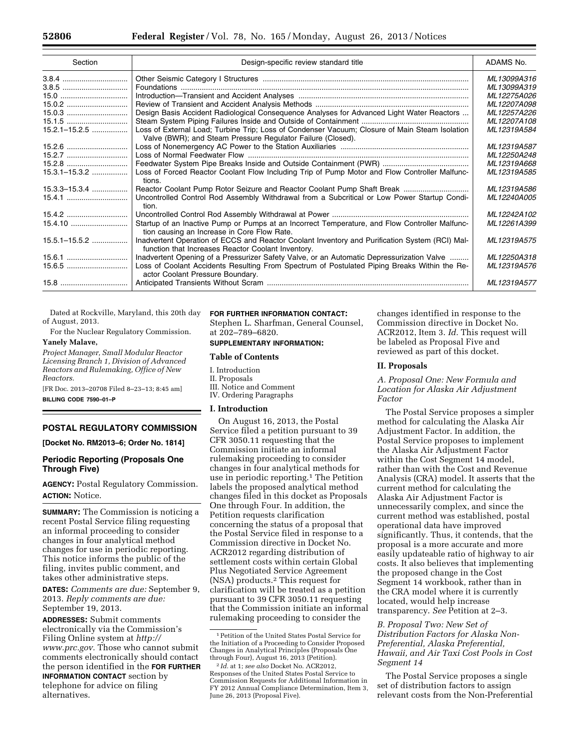| Section | Design-specific review standard title | ADAMS No. |
|---|---|---|
| 3.8.4 | Other Seismic Category I Structures | ML13099A316 |
| 3.8.5 | Foundations | ML13099A319 |
| 15.0 | Introduction—Transient and Accident Analyses | ML12275A026 |
| 15.0.2 | Review of Transient and Accident Analysis Methods | ML12207A098 |
| 15.0.3 | Design Basis Accident Radiological Consequence Analyses for Advanced Light Water Reactors | ML12257A226 |
| 15.1.5 | Steam System Piping Failures Inside and Outside of Containment | ML12207A108 |
| 15.2.1–15.2.5 | Loss of External Load; Turbine Trip; Loss of Condenser Vacuum; Closure of Main Steam Isolation Valve (BWR); and Steam Pressure Regulator Failure (Closed). | ML12319A584 |
| 15.2.6 | Loss of Nonemergency AC Power to the Station Auxiliaries | ML12319A587 |
| 15.2.7 | Loss of Normal Feedwater Flow | ML12250A248 |
| 15.2.8 | Feedwater System Pipe Breaks Inside and Outside Containment (PWR) | ML12319A668 |
| 15.3.1–15.3.2 | Loss of Forced Reactor Coolant Flow Including Trip of Pump Motor and Flow Controller Malfunctions. | ML12319A585 |
| 15.3.3–15.3.4 | Reactor Coolant Pump Rotor Seizure and Reactor Coolant Pump Shaft Break | ML12319A586 |
| 15.4.1 | Uncontrolled Control Rod Assembly Withdrawal from a Subcritical or Low Power Startup Condition. | ML12240A005 |
| 15.4.2 | Uncontrolled Control Rod Assembly Withdrawal at Power | ML12242A102 |
| 15.4.10 | Startup of an Inactive Pump or Pumps at an Incorrect Temperature, and Flow Controller Malfunction causing an Increase in Core Flow Rate. | ML12261A399 |
| 15.5.1–15.5.2 | Inadvertent Operation of ECCS and Reactor Coolant Inventory and Purification System (RCI) Malfunction that Increases Reactor Coolant Inventory. | ML12319A575 |
| 15.6.1 | Inadvertent Opening of a Pressurizer Safety Valve, or an Automatic Depressurization Valve | ML12250A318 |
| 15.6.5 | Loss of Coolant Accidents Resulting From Spectrum of Postulated Piping Breaks Within the Reactor Coolant Pressure Boundary. | ML12319A576 |
| 15.8 | Anticipated Transients Without Scram | ML12319A577 |

Dated at Rockville, Maryland, this 20th day of August, 2013.

For the Nuclear Regulatory Commission.

**Yanely Malave,**

*Project Manager, Small Modular Reactor Licensing Branch 1, Division of Advanced Reactors and Rulemaking, Office of New Reactors.*

[FR Doc. 2013–20708 Filed 8–23–13; 8:45 am]

**BILLING CODE 7590–01–P**

## POSTAL REGULATORY COMMISSION

**[Docket No. RM2013–6; Order No. 1814]**

## Periodic Reporting (Proposals One Through Five)

**AGENCY:** Postal Regulatory Commission.

**ACTION:** Notice.

**SUMMARY:** The Commission is noticing a recent Postal Service filing requesting an informal proceeding to consider changes in four analytical method changes for use in periodic reporting. This notice informs the public of the filing, invites public comment, and takes other administrative steps.

**DATES:** *Comments are due:* September 9, 2013. *Reply comments are due:* September 19, 2013.

**ADDRESSES:** Submit comments electronically via the Commission's Filing Online system at *http://www.prc.gov.* Those who cannot submit comments electronically should contact the person identified in the **FOR FURTHER INFORMATION CONTACT** section by telephone for advice on filing alternatives.

**FOR FURTHER INFORMATION CONTACT:** Stephen L. Sharfman, General Counsel, at 202–789–6820.

**SUPPLEMENTARY INFORMATION:**

### Table of Contents

I. Introduction
II. Proposals
III. Notice and Comment
IV. Ordering Paragraphs

### I. Introduction

On August 16, 2013, the Postal Service filed a petition pursuant to 39 CFR 3050.11 requesting that the Commission initiate an informal rulemaking proceeding to consider changes in four analytical methods for use in periodic reporting.[1] The Petition labels the proposed analytical method changes filed in this docket as Proposals One through Four. In addition, the Petition requests clarification concerning the status of a proposal that the Postal Service filed in response to a Commission directive in Docket No. ACR2012 regarding distribution of settlement costs within certain Global Plus Negotiated Service Agreement (NSA) products.[2] This request for clarification will be treated as a petition pursuant to 39 CFR 3050.11 requesting that the Commission initiate an informal rulemaking proceeding to consider the changes identified in response to the Commission directive in Docket No. ACR2012, Item 3. *Id.* This request will be labeled as Proposal Five and reviewed as part of this docket.

### II. Proposals

#### *A. Proposal One: New Formula and Location for Alaska Air Adjustment Factor*

The Postal Service proposes a simpler method for calculating the Alaska Air Adjustment Factor. In addition, the Postal Service proposes to implement the Alaska Air Adjustment Factor within the Cost Segment 14 model, rather than with the Cost and Revenue Analysis (CRA) model. It asserts that the current method for calculating the Alaska Air Adjustment Factor is unnecessarily complex, and since the current method was established, postal operational data have improved significantly. Thus, it contends, that the proposal is a more accurate and more easily updateable ratio of highway to air costs. It also believes that implementing the proposed change in the Cost Segment 14 workbook, rather than in the CRA model where it is currently located, would help increase transparency. *See* Petition at 2–3.

#### *B. Proposal Two: New Set of Distribution Factors for Alaska Non-Preferential, Alaska Preferential, Hawaii, and Air Taxi Cost Pools in Cost Segment 14*

The Postal Service proposes a single set of distribution factors to assign relevant costs from the Non-Preferential

---

[1] Petition of the United States Postal Service for the Initiation of a Proceeding to Consider Proposed Changes in Analytical Principles (Proposals One through Four), August 16, 2013 (Petition).

[2] *Id.* at 1; *see also* Docket No. ACR2012, Responses of the United States Postal Service to Commission Requests for Additional Information in FY 2012 Annual Compliance Determination, Item 3, June 26, 2013 (Proposal Five).